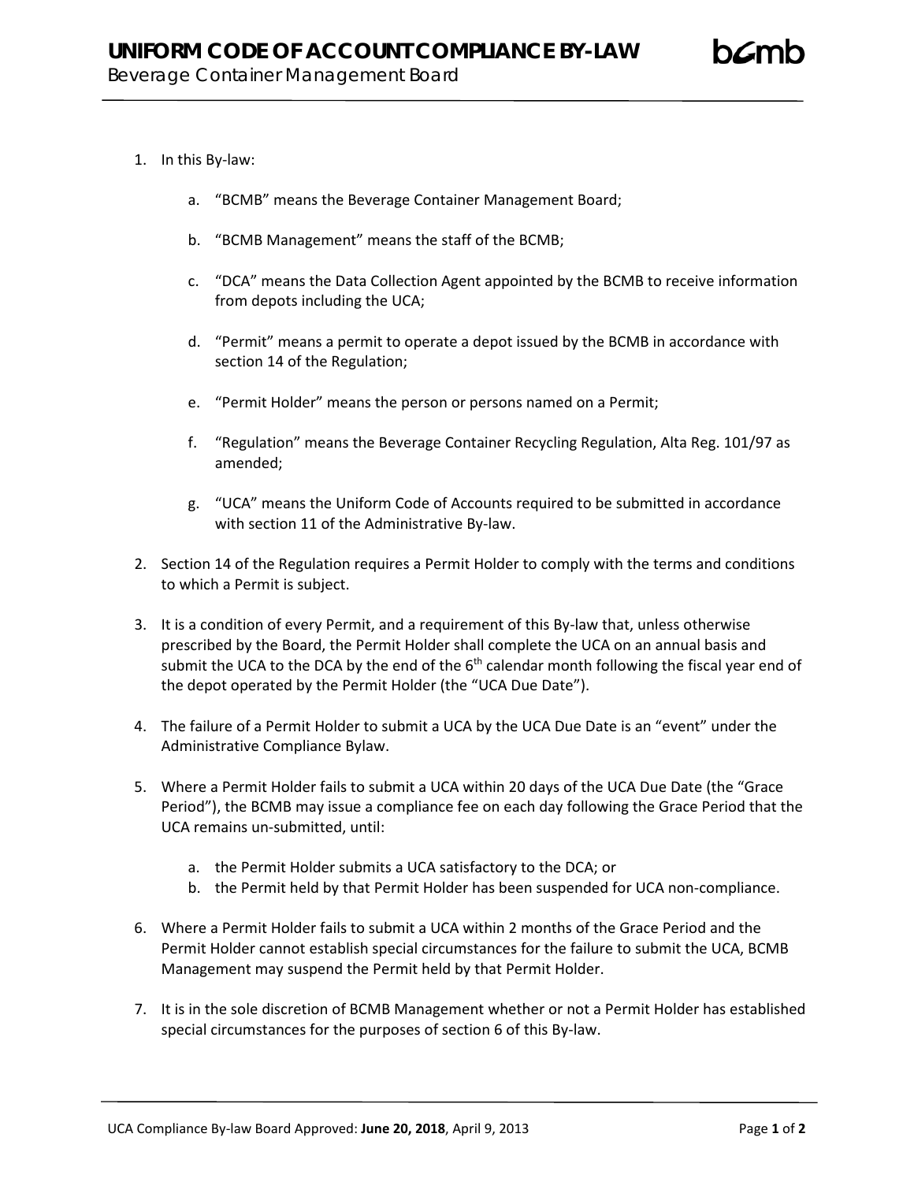# UNIFORM CODE OF ACCOUNT COMPLIANCE BY-LAW

Beverage Container Management Board

1. In this By-law:

   a. "BCMB" means the Beverage Container Management Board;

   b. "BCMB Management" means the staff of the BCMB;

   c. "DCA" means the Data Collection Agent appointed by the BCMB to receive information from depots including the UCA;

   d. "Permit" means a permit to operate a depot issued by the BCMB in accordance with section 14 of the Regulation;

   e. "Permit Holder" means the person or persons named on a Permit;

   f. "Regulation" means the Beverage Container Recycling Regulation, Alta Reg. 101/97 as amended;

   g. "UCA" means the Uniform Code of Accounts required to be submitted in accordance with section 11 of the Administrative By-law.

2. Section 14 of the Regulation requires a Permit Holder to comply with the terms and conditions to which a Permit is subject.

3. It is a condition of every Permit, and a requirement of this By-law that, unless otherwise prescribed by the Board, the Permit Holder shall complete the UCA on an annual basis and submit the UCA to the DCA by the end of the 6th calendar month following the fiscal year end of the depot operated by the Permit Holder (the "UCA Due Date").

4. The failure of a Permit Holder to submit a UCA by the UCA Due Date is an "event" under the Administrative Compliance Bylaw.

5. Where a Permit Holder fails to submit a UCA within 20 days of the UCA Due Date (the "Grace Period"), the BCMB may issue a compliance fee on each day following the Grace Period that the UCA remains un-submitted, until:

   a. the Permit Holder submits a UCA satisfactory to the DCA; or
   b. the Permit held by that Permit Holder has been suspended for UCA non-compliance.

6. Where a Permit Holder fails to submit a UCA within 2 months of the Grace Period and the Permit Holder cannot establish special circumstances for the failure to submit the UCA, BCMB Management may suspend the Permit held by that Permit Holder.

7. It is in the sole discretion of BCMB Management whether or not a Permit Holder has established special circumstances for the purposes of section 6 of this By-law.

UCA Compliance By-law Board Approved: **June 20, 2018**, April 9, 2013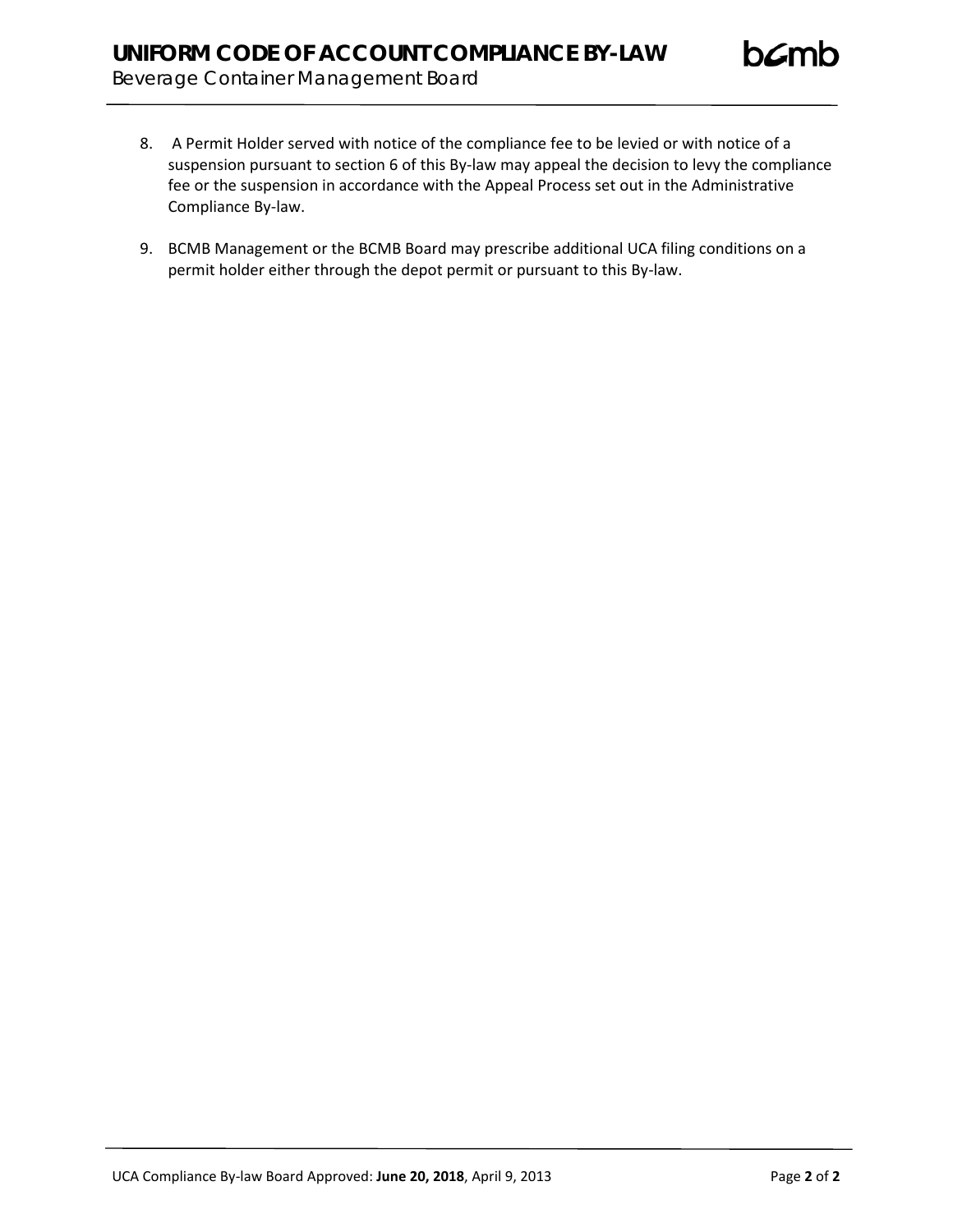8. A Permit Holder served with notice of the compliance fee to be levied or with notice of a suspension pursuant to section 6 of this By-law may appeal the decision to levy the compliance fee or the suspension in accordance with the Appeal Process set out in the Administrative Compliance By-law.

9. BCMB Management or the BCMB Board may prescribe additional UCA filing conditions on a permit holder either through the depot permit or pursuant to this By-law.